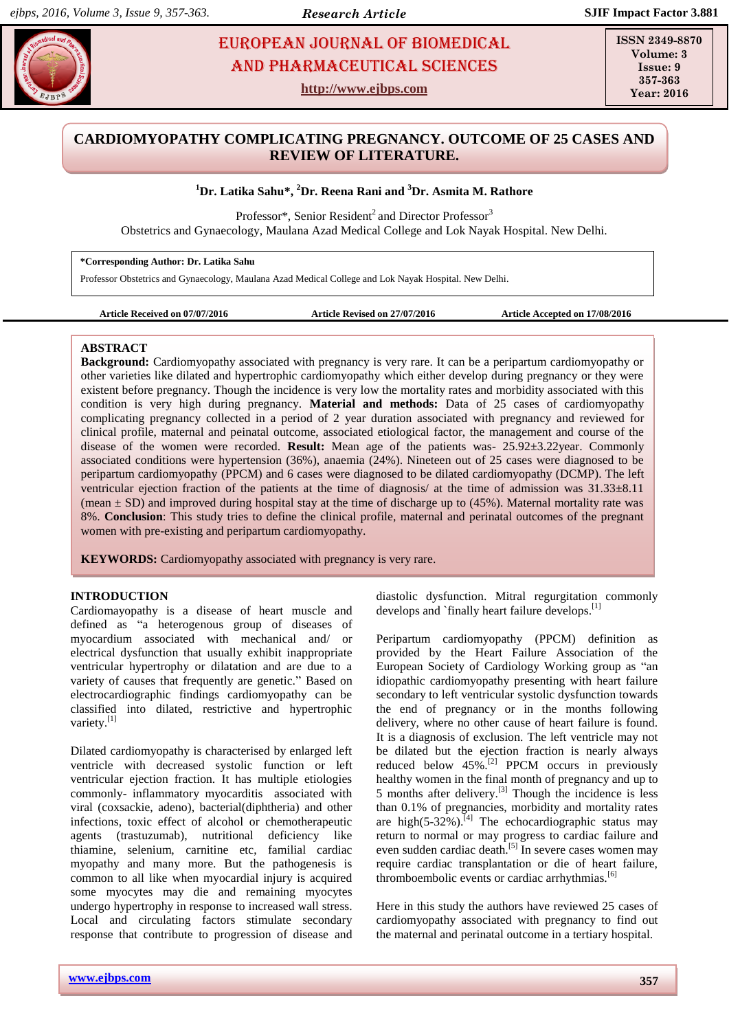# CARDIOMYOPATHY COMPLICATING PREGNANCY. OUTCOME OF 25 CASES AND REVIEW OF LITERATURE.

[1]Dr. Latika Sahu*, [2]Dr. Reena Rani and [3]Dr. Asmita M. Rathore

Professor*, Senior Resident[2] and Director Professor[3]
Obstetrics and Gynaecology, Maulana Azad Medical College and Lok Nayak Hospital. New Delhi.

**\*Corresponding Author: Dr. Latika Sahu**
Professor Obstetrics and Gynaecology, Maulana Azad Medical College and Lok Nayak Hospital. New Delhi.

**Article Received on 07/07/2016** **Article Revised on 27/07/2016** **Article Accepted on 17/08/2016**

## ABSTRACT

**Background:** Cardiomyopathy associated with pregnancy is very rare. It can be a peripartum cardiomyopathy or other varieties like dilated and hypertrophic cardiomyopathy which either develop during pregnancy or they were existent before pregnancy. Though the incidence is very low the mortality rates and morbidity associated with this condition is very high during pregnancy. **Material and methods:** Data of 25 cases of cardiomyopathy complicating pregnancy collected in a period of 2 year duration associated with pregnancy and reviewed for clinical profile, maternal and peinatal outcome, associated etiological factor, the management and course of the disease of the women were recorded. **Result:** Mean age of the patients was- 25.92±3.22year. Commonly associated conditions were hypertension (36%), anaemia (24%). Nineteen out of 25 cases were diagnosed to be peripartum cardiomyopathy (PPCM) and 6 cases were diagnosed to be dilated cardiomyopathy (DCMP). The left ventricular ejection fraction of the patients at the time of diagnosis/ at the time of admission was 31.33±8.11 (mean ± SD) and improved during hospital stay at the time of discharge up to (45%). Maternal mortality rate was 8%. **Conclusion**: This study tries to define the clinical profile, maternal and perinatal outcomes of the pregnant women with pre-existing and peripartum cardiomyopathy.

**KEYWORDS:** Cardiomyopathy associated with pregnancy is very rare.

## INTRODUCTION

Cardiomayopathy is a disease of heart muscle and defined as "a heterogenous group of diseases of myocardium associated with mechanical and/ or electrical dysfunction that usually exhibit inappropriate ventricular hypertrophy or dilatation and are due to a variety of causes that frequently are genetic." Based on electrocardiographic findings cardiomyopathy can be classified into dilated, restrictive and hypertrophic variety.[1]

Dilated cardiomyopathy is characterised by enlarged left ventricle with decreased systolic function or left ventricular ejection fraction. It has multiple etiologies commonly- inflammatory myocarditis associated with viral (coxsackie, adeno), bacterial(diphtheria) and other infections, toxic effect of alcohol or chemotherapeutic agents (trastuzumab), nutritional deficiency like thiamine, selenium, carnitine etc, familial cardiac myopathy and many more. But the pathogenesis is common to all like when myocardial injury is acquired some myocytes may die and remaining myocytes undergo hypertrophy in response to increased wall stress. Local and circulating factors stimulate secondary response that contribute to progression of disease and diastolic dysfunction. Mitral regurgitation commonly develops and `finally heart failure develops.[1]

Peripartum cardiomyopathy (PPCM) definition as provided by the Heart Failure Association of the European Society of Cardiology Working group as "an idiopathic cardiomyopathy presenting with heart failure secondary to left ventricular systolic dysfunction towards the end of pregnancy or in the months following delivery, where no other cause of heart failure is found. It is a diagnosis of exclusion. The left ventricle may not be dilated but the ejection fraction is nearly always reduced below 45%.[2] PPCM occurs in previously healthy women in the final month of pregnancy and up to 5 months after delivery.[3] Though the incidence is less than 0.1% of pregnancies, morbidity and mortality rates are high(5-32%).[4] The echocardiographic status may return to normal or may progress to cardiac failure and even sudden cardiac death.[5] In severe cases women may require cardiac transplantation or die of heart failure, thromboembolic events or cardiac arrhythmias.[6]

Here in this study the authors have reviewed 25 cases of cardiomyopathy associated with pregnancy to find out the maternal and perinatal outcome in a tertiary hospital.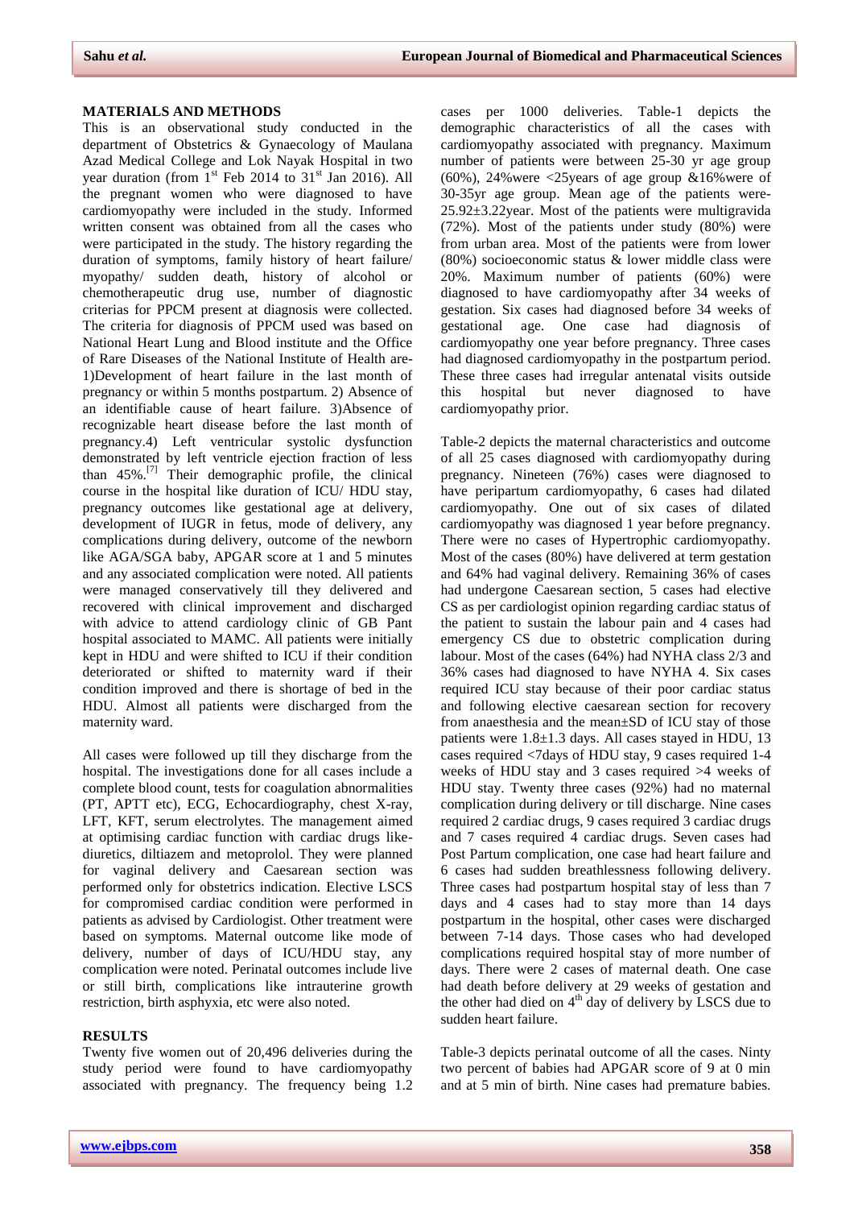## MATERIALS AND METHODS

This is an observational study conducted in the department of Obstetrics & Gynaecology of Maulana Azad Medical College and Lok Nayak Hospital in two year duration (from 1st Feb 2014 to 31st Jan 2016). All the pregnant women who were diagnosed to have cardiomyopathy were included in the study. Informed written consent was obtained from all the cases who were participated in the study. The history regarding the duration of symptoms, family history of heart failure/ myopathy/ sudden death, history of alcohol or chemotherapeutic drug use, number of diagnostic criterias for PPCM present at diagnosis were collected. The criteria for diagnosis of PPCM used was based on National Heart Lung and Blood institute and the Office of Rare Diseases of the National Institute of Health are- 1)Development of heart failure in the last month of pregnancy or within 5 months postpartum. 2) Absence of an identifiable cause of heart failure. 3)Absence of recognizable heart disease before the last month of pregnancy.4) Left ventricular systolic dysfunction demonstrated by left ventricle ejection fraction of less than 45%.[7] Their demographic profile, the clinical course in the hospital like duration of ICU/ HDU stay, pregnancy outcomes like gestational age at delivery, development of IUGR in fetus, mode of delivery, any complications during delivery, outcome of the newborn like AGA/SGA baby, APGAR score at 1 and 5 minutes and any associated complication were noted. All patients were managed conservatively till they delivered and recovered with clinical improvement and discharged with advice to attend cardiology clinic of GB Pant hospital associated to MAMC. All patients were initially kept in HDU and were shifted to ICU if their condition deteriorated or shifted to maternity ward if their condition improved and there is shortage of bed in the HDU. Almost all patients were discharged from the maternity ward.

All cases were followed up till they discharge from the hospital. The investigations done for all cases include a complete blood count, tests for coagulation abnormalities (PT, APTT etc), ECG, Echocardiography, chest X-ray, LFT, KFT, serum electrolytes. The management aimed at optimising cardiac function with cardiac drugs like- diuretics, diltiazem and metoprolol. They were planned for vaginal delivery and Caesarean section was performed only for obstetrics indication. Elective LSCS for compromised cardiac condition were performed in patients as advised by Cardiologist. Other treatment were based on symptoms. Maternal outcome like mode of delivery, number of days of ICU/HDU stay, any complication were noted. Perinatal outcomes include live or still birth, complications like intrauterine growth restriction, birth asphyxia, etc were also noted.

## RESULTS

Twenty five women out of 20,496 deliveries during the study period were found to have cardiomyopathy associated with pregnancy. The frequency being 1.2 cases per 1000 deliveries. Table-1 depicts the demographic characteristics of all the cases with cardiomyopathy associated with pregnancy. Maximum number of patients were between 25-30 yr age group (60%), 24%were <25years of age group &16%were of 30-35yr age group. Mean age of the patients were- 25.92±3.22year. Most of the patients were multigravida (72%). Most of the patients under study (80%) were from urban area. Most of the patients were from lower (80%) socioeconomic status & lower middle class were 20%. Maximum number of patients (60%) were diagnosed to have cardiomyopathy after 34 weeks of gestation. Six cases had diagnosed before 34 weeks of gestational age. One case had diagnosis of cardiomyopathy one year before pregnancy. Three cases had diagnosed cardiomyopathy in the postpartum period. These three cases had irregular antenatal visits outside this hospital but never diagnosed to have cardiomyopathy prior.

Table-2 depicts the maternal characteristics and outcome of all 25 cases diagnosed with cardiomyopathy during pregnancy. Nineteen (76%) cases were diagnosed to have peripartum cardiomyopathy, 6 cases had dilated cardiomyopathy. One out of six cases of dilated cardiomyopathy was diagnosed 1 year before pregnancy. There were no cases of Hypertrophic cardiomyopathy. Most of the cases (80%) have delivered at term gestation and 64% had vaginal delivery. Remaining 36% of cases had undergone Caesarean section, 5 cases had elective CS as per cardiologist opinion regarding cardiac status of the patient to sustain the labour pain and 4 cases had emergency CS due to obstetric complication during labour. Most of the cases (64%) had NYHA class 2/3 and 36% cases had diagnosed to have NYHA 4. Six cases required ICU stay because of their poor cardiac status and following elective caesarean section for recovery from anaesthesia and the mean±SD of ICU stay of those patients were 1.8±1.3 days. All cases stayed in HDU, 13 cases required <7days of HDU stay, 9 cases required 1-4 weeks of HDU stay and 3 cases required >4 weeks of HDU stay. Twenty three cases (92%) had no maternal complication during delivery or till discharge. Nine cases required 2 cardiac drugs, 9 cases required 3 cardiac drugs and 7 cases required 4 cardiac drugs. Seven cases had Post Partum complication, one case had heart failure and 6 cases had sudden breathlessness following delivery. Three cases had postpartum hospital stay of less than 7 days and 4 cases had to stay more than 14 days postpartum in the hospital, other cases were discharged between 7-14 days. Those cases who had developed complications required hospital stay of more number of days. There were 2 cases of maternal death. One case had death before delivery at 29 weeks of gestation and the other had died on 4th day of delivery by LSCS due to sudden heart failure.

Table-3 depicts perinatal outcome of all the cases. Ninty two percent of babies had APGAR score of 9 at 0 min and at 5 min of birth. Nine cases had premature babies.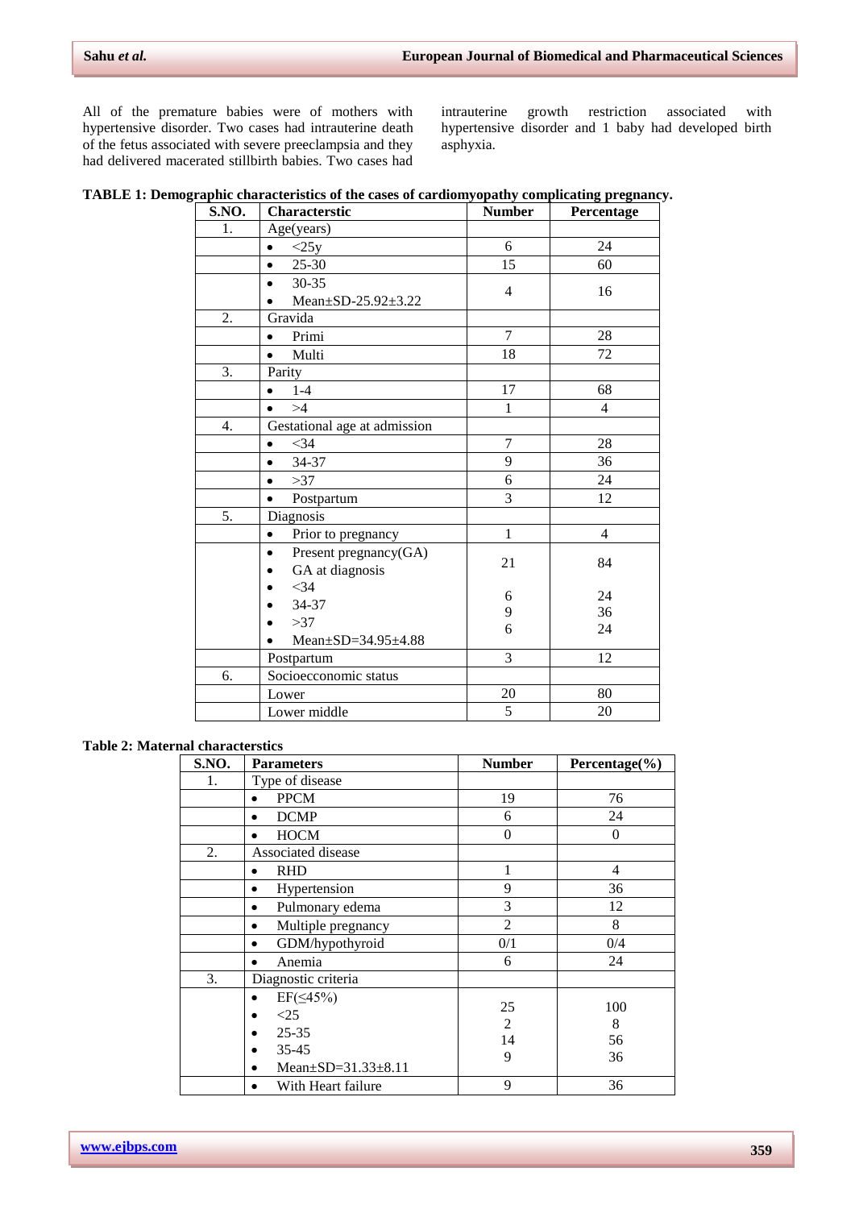All of the premature babies were of mothers with hypertensive disorder. Two cases had intrauterine death of the fetus associated with severe preeclampsia and they had delivered macerated stillbirth babies. Two cases had intrauterine growth restriction associated with hypertensive disorder and 1 baby had developed birth asphyxia.

**TABLE 1: Demographic characteristics of the cases of cardiomyopathy complicating pregnancy.**

| S.NO. | Characterstic | Number | Percentage |
|---|---|---|---|
| 1. | Age(years) | | |
| | • <25y | 6 | 24 |
| | • 25-30 | 15 | 60 |
| | • 30-35<br>• Mean±SD-25.92±3.22 | 4 | 16 |
| 2. | Gravida | | |
| | • Primi | 7 | 28 |
| | • Multi | 18 | 72 |
| 3. | Parity | | |
| | • 1-4 | 17 | 68 |
| | • >4 | 1 | 4 |
| 4. | Gestational age at admission | | |
| | • <34 | 7 | 28 |
| | • 34-37 | 9 | 36 |
| | • >37 | 6 | 24 |
| | • Postpartum | 3 | 12 |
| 5. | Diagnosis | | |
| | • Prior to pregnancy | 1 | 4 |
| | • Present pregnancy(GA)<br>• GA at diagnosis<br>• <34<br>• 34-37<br>• >37<br>• Mean±SD=34.95±4.88 | 21<br><br>6<br>9<br>6 | 84<br><br>24<br>36<br>24 |
| | Postpartum | 3 | 12 |
| 6. | Socioecconomic status | | |
| | Lower | 20 | 80 |
| | Lower middle | 5 | 20 |

**Table 2: Maternal characterstics**

| S.NO. | Parameters | Number | Percentage(%) |
|---|---|---|---|
| 1. | Type of disease | | |
| | • PPCM | 19 | 76 |
| | • DCMP | 6 | 24 |
| | • HOCM | 0 | 0 |
| 2. | Associated disease | | |
| | • RHD | 1 | 4 |
| | • Hypertension | 9 | 36 |
| | • Pulmonary edema | 3 | 12 |
| | • Multiple pregnancy | 2 | 8 |
| | • GDM/hypothyroid | 0/1 | 0/4 |
| | • Anemia | 6 | 24 |
| 3. | Diagnostic criteria | | |
| | • EF(≤45%)<br>• <25<br>• 25-35<br>• 35-45<br>• Mean±SD=31.33±8.11 | 25<br>2<br>14<br>9 | 100<br>8<br>56<br>36 |
| | • With Heart failure | 9 | 36 |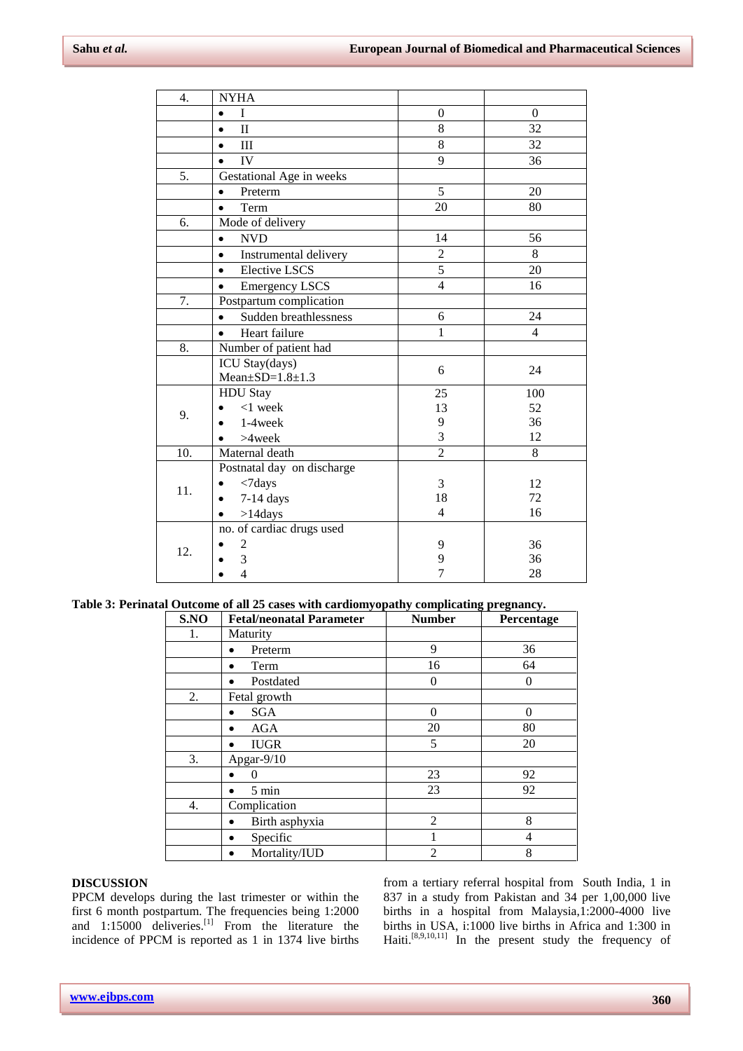| | | | |
|---|---|---|---|
| 4. | NYHA | | |
| | • I | 0 | 0 |
| | • II | 8 | 32 |
| | • III | 8 | 32 |
| | • IV | 9 | 36 |
| 5. | Gestational Age in weeks | | |
| | • Preterm | 5 | 20 |
| | • Term | 20 | 80 |
| 6. | Mode of delivery | | |
| | • NVD | 14 | 56 |
| | • Instrumental delivery | 2 | 8 |
| | • Elective LSCS | 5 | 20 |
| | • Emergency LSCS | 4 | 16 |
| 7. | Postpartum complication | | |
| | • Sudden breathlessness | 6 | 24 |
| | • Heart failure | 1 | 4 |
| 8. | Number of patient had | | |
| | ICU Stay(days) Mean±SD=1.8±1.3 | 6 | 24 |
| 9. | HDU Stay | 25 | 100 |
| | • <1 week | 13 | 52 |
| | • 1-4week | 9 | 36 |
| | • >4week | 3 | 12 |
| 10. | Maternal death | 2 | 8 |
| 11. | Postnatal day on discharge | | |
| | • <7days | 3 | 12 |
| | • 7-14 days | 18 | 72 |
| | • >14days | 4 | 16 |
| 12. | no. of cardiac drugs used | | |
| | • 2 | 9 | 36 |
| | • 3 | 9 | 36 |
| | • 4 | 7 | 28 |

**Table 3: Perinatal Outcome of all 25 cases with cardiomyopathy complicating pregnancy.**

| S.NO | Fetal/neonatal Parameter | Number | Percentage |
|---|---|---|---|
| 1. | Maturity | | |
| | • Preterm | 9 | 36 |
| | • Term | 16 | 64 |
| | • Postdated | 0 | 0 |
| 2. | Fetal growth | | |
| | • SGA | 0 | 0 |
| | • AGA | 20 | 80 |
| | • IUGR | 5 | 20 |
| 3. | Apgar-9/10 | | |
| | • 0 | 23 | 92 |
| | • 5 min | 23 | 92 |
| 4. | Complication | | |
| | • Birth asphyxia | 2 | 8 |
| | • Specific | 1 | 4 |
| | • Mortality/IUD | 2 | 8 |

## DISCUSSION

PPCM develops during the last trimester or within the first 6 month postpartum. The frequencies being 1:2000 and 1:15000 deliveries.[1] From the literature the incidence of PPCM is reported as 1 in 1374 live births from a tertiary referral hospital from South India, 1 in 837 in a study from Pakistan and 34 per 1,00,000 live births in a hospital from Malaysia,1:2000-4000 live births in USA, i:1000 live births in Africa and 1:300 in Haiti.[8,9,10,11] In the present study the frequency of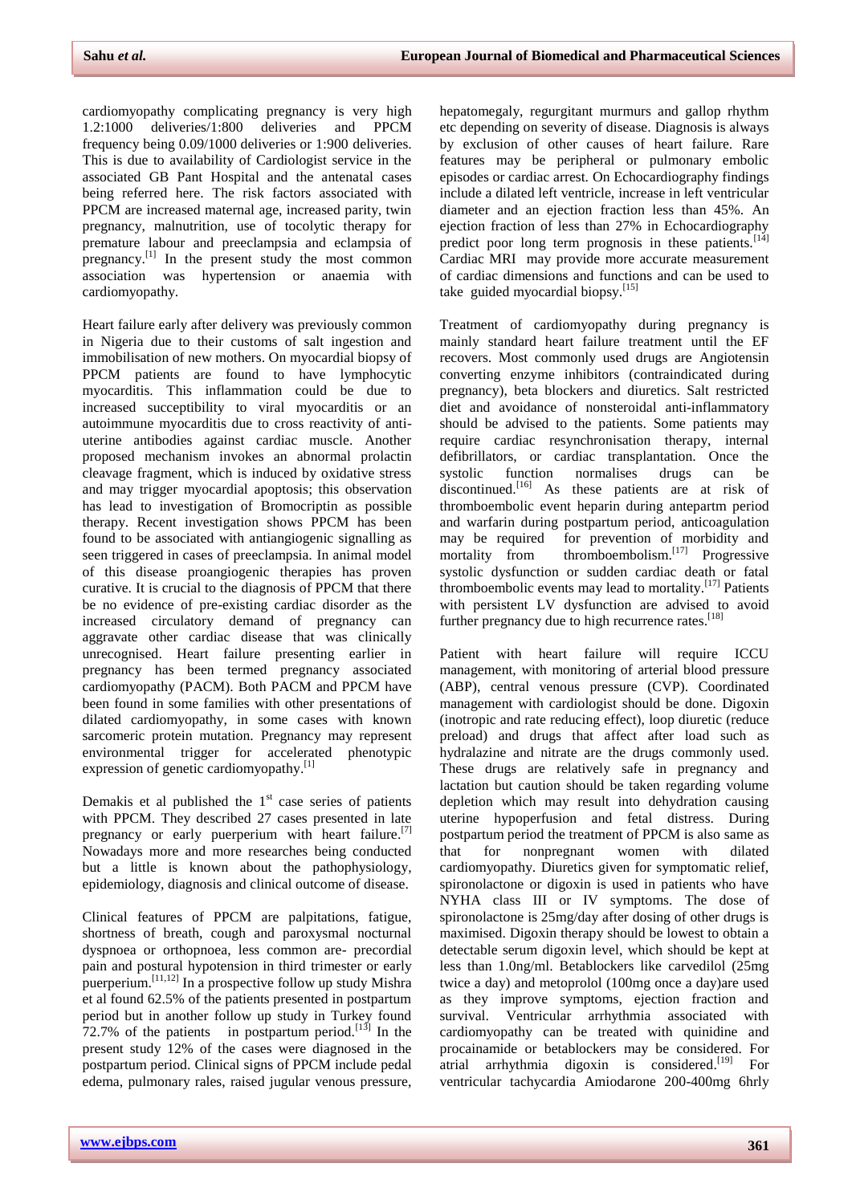cardiomyopathy complicating pregnancy is very high 1.2:1000 deliveries/1:800 deliveries and PPCM frequency being 0.09/1000 deliveries or 1:900 deliveries. This is due to availability of Cardiologist service in the associated GB Pant Hospital and the antenatal cases being referred here. The risk factors associated with PPCM are increased maternal age, increased parity, twin pregnancy, malnutrition, use of tocolytic therapy for premature labour and preeclampsia and eclampsia of pregnancy.[1] In the present study the most common association was hypertension or anaemia with cardiomyopathy.

Heart failure early after delivery was previously common in Nigeria due to their customs of salt ingestion and immobilisation of new mothers. On myocardial biopsy of PPCM patients are found to have lymphocytic myocarditis. This inflammation could be due to increased susceptibility to viral myocarditis or an autoimmune myocarditis due to cross reactivity of anti-uterine antibodies against cardiac muscle. Another proposed mechanism invokes an abnormal prolactin cleavage fragment, which is induced by oxidative stress and may trigger myocardial apoptosis; this observation has lead to investigation of Bromocriptin as possible therapy. Recent investigation shows PPCM has been found to be associated with antiangiogenic signalling as seen triggered in cases of preeclampsia. In animal model of this disease proangiogenic therapies has proven curative. It is crucial to the diagnosis of PPCM that there be no evidence of pre-existing cardiac disorder as the increased circulatory demand of pregnancy can aggravate other cardiac disease that was clinically unrecognised. Heart failure presenting earlier in pregnancy has been termed pregnancy associated cardiomyopathy (PACM). Both PACM and PPCM have been found in some families with other presentations of dilated cardiomyopathy, in some cases with known sarcomeric protein mutation. Pregnancy may represent environmental trigger for accelerated phenotypic expression of genetic cardiomyopathy.[1]

Demakis et al published the 1st case series of patients with PPCM. They described 27 cases presented in late pregnancy or early puerperium with heart failure.[7] Nowadays more and more researches being conducted but a little is known about the pathophysiology, epidemiology, diagnosis and clinical outcome of disease.

Clinical features of PPCM are palpitations, fatigue, shortness of breath, cough and paroxysmal nocturnal dyspnoea or orthopnoea, less common are- precordial pain and postural hypotension in third trimester or early puerperium.[11,12] In a prospective follow up study Mishra et al found 62.5% of the patients presented in postpartum period but in another follow up study in Turkey found 72.7% of the patients in postpartum period.[13] In the present study 12% of the cases were diagnosed in the postpartum period. Clinical signs of PPCM include pedal edema, pulmonary rales, raised jugular venous pressure, hepatomegaly, regurgitant murmurs and gallop rhythm etc depending on severity of disease. Diagnosis is always by exclusion of other causes of heart failure. Rare features may be peripheral or pulmonary embolic episodes or cardiac arrest. On Echocardiography findings include a dilated left ventricle, increase in left ventricular diameter and an ejection fraction less than 45%. An ejection fraction of less than 27% in Echocardiography predict poor long term prognosis in these patients.[14] Cardiac MRI may provide more accurate measurement of cardiac dimensions and functions and can be used to take guided myocardial biopsy.[15]

Treatment of cardiomyopathy during pregnancy is mainly standard heart failure treatment until the EF recovers. Most commonly used drugs are Angiotensin converting enzyme inhibitors (contraindicated during pregnancy), beta blockers and diuretics. Salt restricted diet and avoidance of nonsteroidal anti-inflammatory should be advised to the patients. Some patients may require cardiac resynchronisation therapy, internal defibrillators, or cardiac transplantation. Once the systolic function normalises drugs can be discontinued.[16] As these patients are at risk of thromboembolic event heparin during antepartm period and warfarin during postpartum period, anticoagulation may be required for prevention of morbidity and mortality from thromboembolism.[17] Progressive systolic dysfunction or sudden cardiac death or fatal thromboembolic events may lead to mortality.[17] Patients with persistent LV dysfunction are advised to avoid further pregnancy due to high recurrence rates.[18]

Patient with heart failure will require ICCU management, with monitoring of arterial blood pressure (ABP), central venous pressure (CVP). Coordinated management with cardiologist should be done. Digoxin (inotropic and rate reducing effect), loop diuretic (reduce preload) and drugs that affect after load such as hydralazine and nitrate are the drugs commonly used. These drugs are relatively safe in pregnancy and lactation but caution should be taken regarding volume depletion which may result into dehydration causing uterine hypoperfusion and fetal distress. During postpartum period the treatment of PPCM is also same as that for nonpregnant women with dilated cardiomyopathy. Diuretics given for symptomatic relief, spironolactone or digoxin is used in patients who have NYHA class III or IV symptoms. The dose of spironolactone is 25mg/day after dosing of other drugs is maximised. Digoxin therapy should be lowest to obtain a detectable serum digoxin level, which should be kept at less than 1.0ng/ml. Betablockers like carvedilol (25mg twice a day) and metoprolol (100mg once a day)are used as they improve symptoms, ejection fraction and survival. Ventricular arrhythmia associated with cardiomyopathy can be treated with quinidine and procainamide or betablockers may be considered. For atrial arrhythmia digoxin is considered.[19] For ventricular tachycardia Amiodarone 200-400mg 6hrly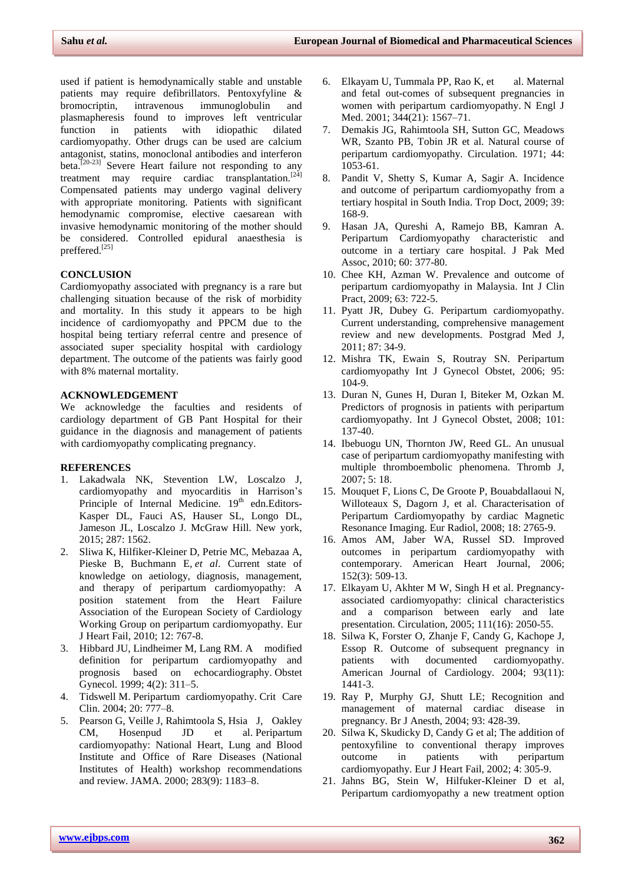used if patient is hemodynamically stable and unstable patients may require defibrillators. Pentoxyfyline & bromocriptin, intravenous immunoglobulin and plasmapheresis found to improves left ventricular function in patients with idiopathic dilated cardiomyopathy. Other drugs can be used are calcium antagonist, statins, monoclonal antibodies and interferon beta.[20-23] Severe Heart failure not responding to any treatment may require cardiac transplantation.[24] Compensated patients may undergo vaginal delivery with appropriate monitoring. Patients with significant hemodynamic compromise, elective caesarean with invasive hemodynamic monitoring of the mother should be considered. Controlled epidural anaesthesia is preffered.[25]

## CONCLUSION

Cardiomyopathy associated with pregnancy is a rare but challenging situation because of the risk of morbidity and mortality. In this study it appears to be high incidence of cardiomyopathy and PPCM due to the hospital being tertiary referral centre and presence of associated super speciality hospital with cardiology department. The outcome of the patients was fairly good with 8% maternal mortality.

## ACKNOWLEDGEMENT

We acknowledge the faculties and residents of cardiology department of GB Pant Hospital for their guidance in the diagnosis and management of patients with cardiomyopathy complicating pregnancy.

## REFERENCES

1. Lakadwala NK, Stevention LW, Loscalzo J, cardiomyopathy and myocarditis in Harrison's Principle of Internal Medicine. 19th edn.Editors- Kasper DL, Fauci AS, Hauser SL, Longo DL, Jameson JL, Loscalzo J. McGraw Hill. New york, 2015; 287: 1562.
2. Sliwa K, Hilfiker-Kleiner D, Petrie MC, Mebazaa A, Pieske B, Buchmann E, *et al*. Current state of knowledge on aetiology, diagnosis, management, and therapy of peripartum cardiomyopathy: A position statement from the Heart Failure Association of the European Society of Cardiology Working Group on peripartum cardiomyopathy. Eur J Heart Fail, 2010; 12: 767-8.
3. Hibbard JU, Lindheimer M, Lang RM. A modified definition for peripartum cardiomyopathy and prognosis based on echocardiography. Obstet Gynecol. 1999; 4(2): 311–5.
4. Tidswell M. Peripartum cardiomyopathy. Crit Care Clin. 2004; 20: 777–8.
5. Pearson G, Veille J, Rahimtoola S, Hsia J, Oakley CM, Hosenpud JD et al. Peripartum cardiomyopathy: National Heart, Lung and Blood Institute and Office of Rare Diseases (National Institutes of Health) workshop recommendations and review. JAMA. 2000; 283(9): 1183–8.
6. Elkayam U, Tummala PP, Rao K, et al. Maternal and fetal out-comes of subsequent pregnancies in women with peripartum cardiomyopathy. N Engl J Med. 2001; 344(21): 1567–71.
7. Demakis JG, Rahimtoola SH, Sutton GC, Meadows WR, Szanto PB, Tobin JR et al. Natural course of peripartum cardiomyopathy. Circulation. 1971; 44: 1053-61.
8. Pandit V, Shetty S, Kumar A, Sagir A. Incidence and outcome of peripartum cardiomyopathy from a tertiary hospital in South India. Trop Doct, 2009; 39: 168-9.
9. Hasan JA, Qureshi A, Ramejo BB, Kamran A. Peripartum Cardiomyopathy characteristic and outcome in a tertiary care hospital. J Pak Med Assoc, 2010; 60: 377-80.
10. Chee KH, Azman W. Prevalence and outcome of peripartum cardiomyopathy in Malaysia. Int J Clin Pract, 2009; 63: 722-5.
11. Pyatt JR, Dubey G. Peripartum cardiomyopathy. Current understanding, comprehensive management review and new developments. Postgrad Med J, 2011; 87: 34-9.
12. Mishra TK, Ewain S, Routray SN. Peripartum cardiomyopathy Int J Gynecol Obstet, 2006; 95: 104-9.
13. Duran N, Gunes H, Duran I, Biteker M, Ozkan M. Predictors of prognosis in patients with peripartum cardiomyopathy. Int J Gynecol Obstet, 2008; 101: 137-40.
14. Ibebuogu UN, Thornton JW, Reed GL. An unusual case of peripartum cardiomyopathy manifesting with multiple thromboembolic phenomena. Thromb J, 2007; 5: 18.
15. Mouquet F, Lions C, De Groote P, Bouabdallaoui N, Willoteaux S, Dagorn J, et al. Characterisation of Peripartum Cardiomyopathy by cardiac Magnetic Resonance Imaging. Eur Radiol, 2008; 18: 2765-9.
16. Amos AM, Jaber WA, Russel SD. Improved outcomes in peripartum cardiomyopathy with contemporary. American Heart Journal, 2006; 152(3): 509-13.
17. Elkayam U, Akhter M W, Singh H et al. Pregnancy-associated cardiomyopathy: clinical characteristics and a comparison between early and late presentation. Circulation, 2005; 111(16): 2050-55.
18. Silwa K, Forster O, Zhanje F, Candy G, Kachope J, Essop R. Outcome of subsequent pregnancy in patients with documented cardiomyopathy. American Journal of Cardiology. 2004; 93(11): 1441-3.
19. Ray P, Murphy GJ, Shutt LE; Recognition and management of maternal cardiac disease in pregnancy. Br J Anesth, 2004; 93: 428-39.
20. Silwa K, Skudicky D, Candy G et al; The addition of pentoxyfiline to conventional therapy improves outcome in patients with peripartum cardiomyopathy. Eur J Heart Fail, 2002; 4: 305-9.
21. Jahns BG, Stein W, Hilfuker-Kleiner D et al, Peripartum cardiomyopathy a new treatment option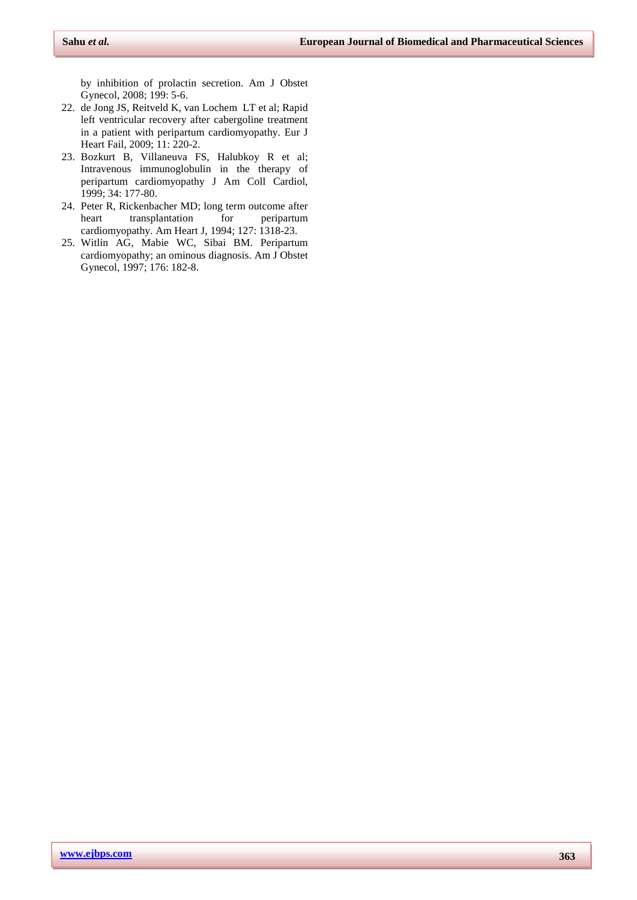by inhibition of prolactin secretion. Am J Obstet Gynecol, 2008; 199: 5-6.

22. de Jong JS, Reitveld K, van Lochem LT et al; Rapid left ventricular recovery after cabergoline treatment in a patient with peripartum cardiomyopathy. Eur J Heart Fail, 2009; 11: 220-2.
23. Bozkurt B, Villaneuva FS, Halubkoy R et al; Intravenous immunoglobulin in the therapy of peripartum cardiomyopathy J Am Coll Cardiol, 1999; 34: 177-80.
24. Peter R, Rickenbacher MD; long term outcome after heart transplantation for peripartum cardiomyopathy. Am Heart J, 1994; 127: 1318-23.
25. Witlin AG, Mabie WC, Sibai BM. Peripartum cardiomyopathy; an ominous diagnosis. Am J Obstet Gynecol, 1997; 176: 182-8.